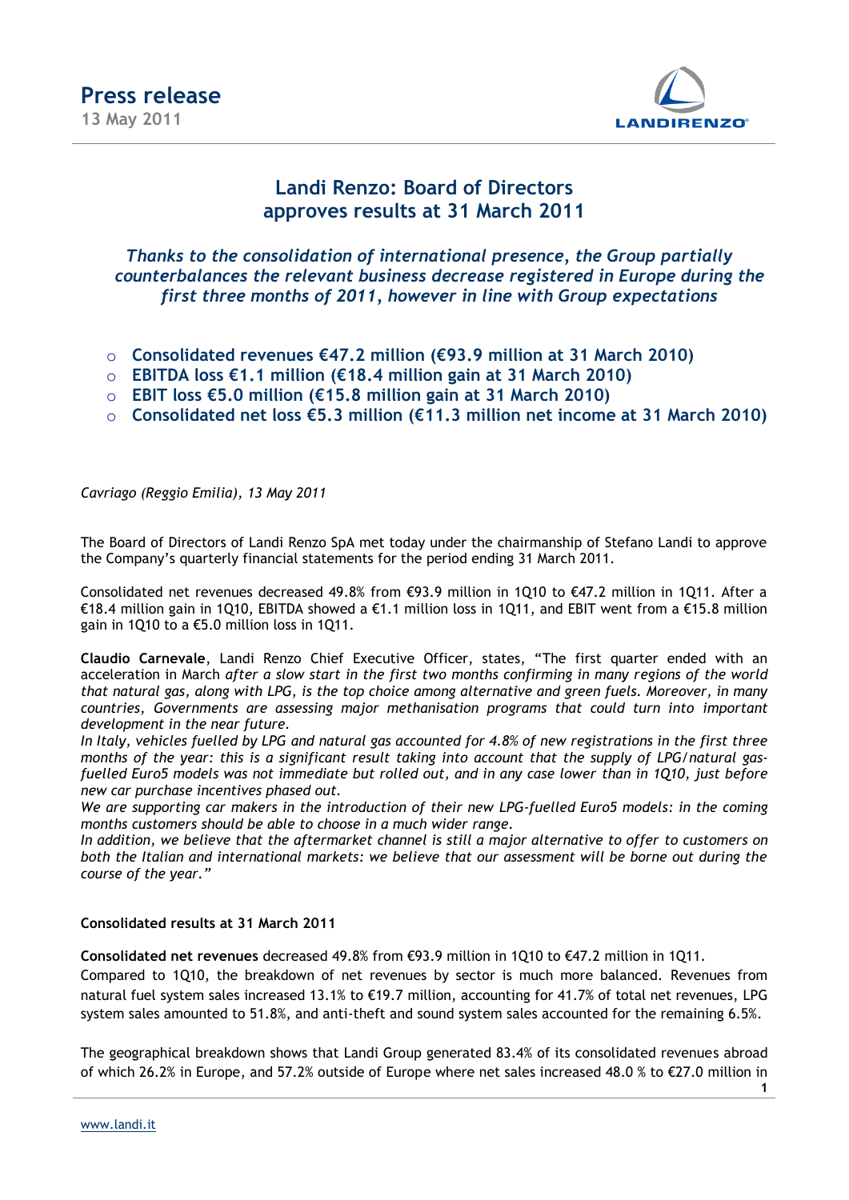# Press release

**13 May 2011**

## Landi Renzo: Board of Directors approves results at 31 March 2011

*Thanks to the consolidation of international presence, the Group partially counterbalances the relevant business decrease registered in Europe during the first three months of 2011, however in line with Group expectations*

- **Consolidated revenues €47.2 million (€93.9 million at 31 March 2010)**
- **EBITDA loss €1.1 million (€18.4 million gain at 31 March 2010)**
- **EBIT loss €5.0 million (€15.8 million gain at 31 March 2010)**
- **Consolidated net loss €5.3 million (€11.3 million net income at 31 March 2010)**

*Cavriago (Reggio Emilia), 13 May 2011*

The Board of Directors of Landi Renzo SpA met today under the chairmanship of Stefano Landi to approve the Company's quarterly financial statements for the period ending 31 March 2011.

Consolidated net revenues decreased 49.8% from €93.9 million in 1Q10 to €47.2 million in 1Q11. After a €18.4 million gain in 1Q10, EBITDA showed a €1.1 million loss in 1Q11, and EBIT went from a €15.8 million gain in 1Q10 to a €5.0 million loss in 1Q11.

**Claudio Carnevale**, Landi Renzo Chief Executive Officer, states, "The first quarter ended with an acceleration in March *after a slow start in the first two months confirming in many regions of the world that natural gas, along with LPG, is the top choice among alternative and green fuels. Moreover, in many countries, Governments are assessing major methanisation programs that could turn into important development in the near future.*

*In Italy, vehicles fuelled by LPG and natural gas accounted for 4.8% of new registrations in the first three months of the year: this is a significant result taking into account that the supply of LPG/natural gas-fuelled Euro5 models was not immediate but rolled out, and in any case lower than in 1Q10, just before new car purchase incentives phased out.*

*We are supporting car makers in the introduction of their new LPG-fuelled Euro5 models: in the coming months customers should be able to choose in a much wider range.*

*In addition, we believe that the aftermarket channel is still a major alternative to offer to customers on both the Italian and international markets: we believe that our assessment will be borne out during the course of the year."*

**Consolidated results at 31 March 2011**

**Consolidated net revenues** decreased 49.8% from €93.9 million in 1Q10 to €47.2 million in 1Q11.

Compared to 1Q10, the breakdown of net revenues by sector is much more balanced. Revenues from natural fuel system sales increased 13.1% to €19.7 million, accounting for 41.7% of total net revenues, LPG system sales amounted to 51.8%, and anti-theft and sound system sales accounted for the remaining 6.5%.

The geographical breakdown shows that Landi Group generated 83.4% of its consolidated revenues abroad of which 26.2% in Europe, and 57.2% outside of Europe where net sales increased 48.0 % to €27.0 million in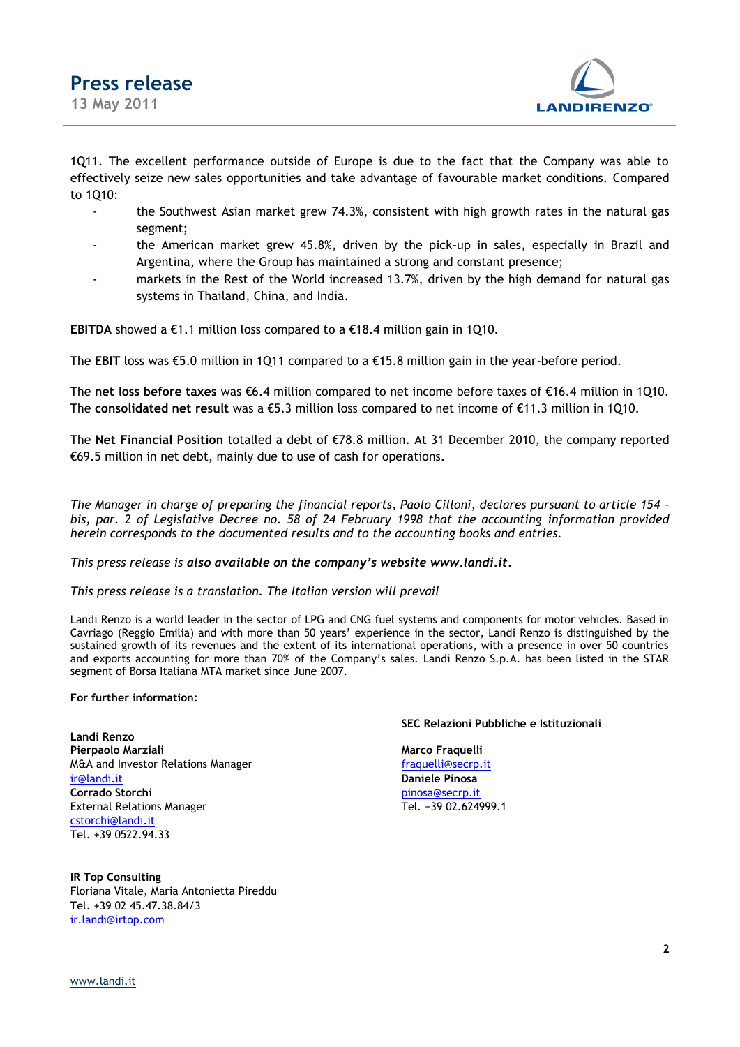1Q11. The excellent performance outside of Europe is due to the fact that the Company was able to effectively seize new sales opportunities and take advantage of favourable market conditions. Compared to 1Q10:

- the Southwest Asian market grew 74.3%, consistent with high growth rates in the natural gas segment;
- the American market grew 45.8%, driven by the pick-up in sales, especially in Brazil and Argentina, where the Group has maintained a strong and constant presence;
- markets in the Rest of the World increased 13.7%, driven by the high demand for natural gas systems in Thailand, China, and India.

**EBITDA** showed a €1.1 million loss compared to a €18.4 million gain in 1Q10.

The **EBIT** loss was €5.0 million in 1Q11 compared to a €15.8 million gain in the year-before period.

The **net loss before taxes** was €6.4 million compared to net income before taxes of €16.4 million in 1Q10. The **consolidated net result** was a €5.3 million loss compared to net income of €11.3 million in 1Q10.

The **Net Financial Position** totalled a debt of €78.8 million. At 31 December 2010, the company reported €69.5 million in net debt, mainly due to use of cash for operations.

*The Manager in charge of preparing the financial reports, Paolo Cilloni, declares pursuant to article 154 – bis, par. 2 of Legislative Decree no. 58 of 24 February 1998 that the accounting information provided herein corresponds to the documented results and to the accounting books and entries.*

*This press release is **also available on the company's website www.landi.it**.*

*This press release is a translation. The Italian version will prevail*

Landi Renzo is a world leader in the sector of LPG and CNG fuel systems and components for motor vehicles. Based in Cavriago (Reggio Emilia) and with more than 50 years' experience in the sector, Landi Renzo is distinguished by the sustained growth of its revenues and the extent of its international operations, with a presence in over 50 countries and exports accounting for more than 70% of the Company's sales. Landi Renzo S.p.A. has been listed in the STAR segment of Borsa Italiana MTA market since June 2007.

**For further information:**

**Landi Renzo**
**Pierpaolo Marziali**
M&A and Investor Relations Manager
ir@landi.it
**Corrado Storchi**
External Relations Manager
cstorchi@landi.it
Tel. +39 0522.94.33

**SEC Relazioni Pubbliche e Istituzionali**

**Marco Fraquelli**
fraquelli@secrp.it
**Daniele Pinosa**
pinosa@secrp.it
Tel. +39 02.624999.1

**IR Top Consulting**
Floriana Vitale, Maria Antonietta Pireddu
Tel. +39 02 45.47.38.84/3
ir.landi@irtop.com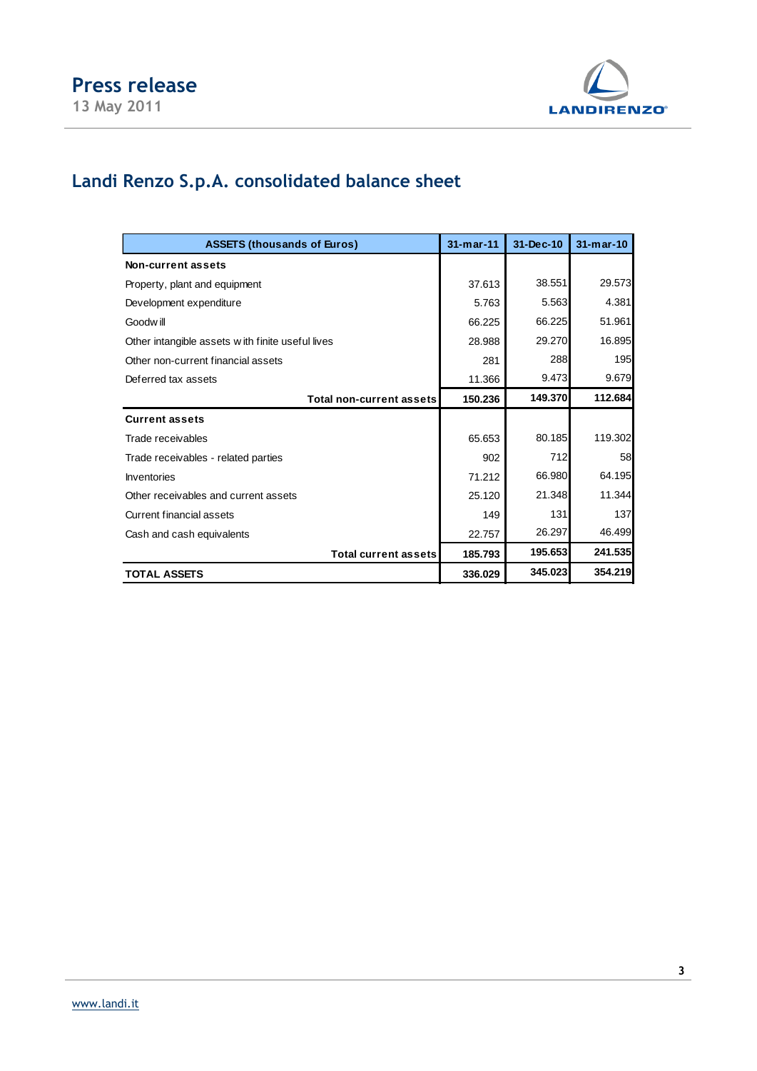# Landi Renzo S.p.A. consolidated balance sheet

| ASSETS (thousands of Euros) | 31-mar-11 | 31-Dec-10 | 31-mar-10 |
|---|---|---|---|
| **Non-current assets** | | | |
| Property, plant and equipment | 37.613 | 38.551 | 29.573 |
| Development expenditure | 5.763 | 5.563 | 4.381 |
| Goodwill | 66.225 | 66.225 | 51.961 |
| Other intangible assets with finite useful lives | 28.988 | 29.270 | 16.895 |
| Other non-current financial assets | 281 | 288 | 195 |
| Deferred tax assets | 11.366 | 9.473 | 9.679 |
| **Total non-current assets** | **150.236** | **149.370** | **112.684** |
| **Current assets** | | | |
| Trade receivables | 65.653 | 80.185 | 119.302 |
| Trade receivables - related parties | 902 | 712 | 58 |
| Inventories | 71.212 | 66.980 | 64.195 |
| Other receivables and current assets | 25.120 | 21.348 | 11.344 |
| Current financial assets | 149 | 131 | 137 |
| Cash and cash equivalents | 22.757 | 26.297 | 46.499 |
| **Total current assets** | **185.793** | **195.653** | **241.535** |
| **TOTAL ASSETS** | **336.029** | **345.023** | **354.219** |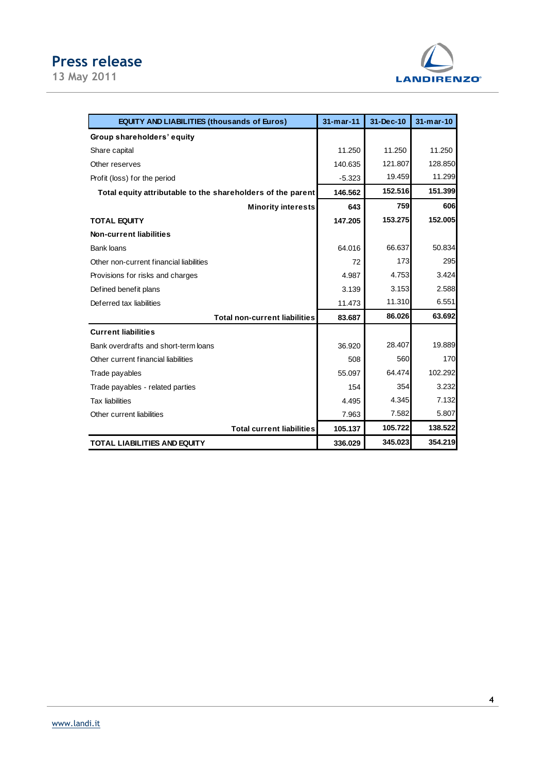| EQUITY AND LIABILITIES (thousands of Euros) | 31-mar-11 | 31-Dec-10 | 31-mar-10 |
|---|---|---|---|
| **Group shareholders' equity** | | | |
| Share capital | 11.250 | 11.250 | 11.250 |
| Other reserves | 140.635 | 121.807 | 128.850 |
| Profit (loss) for the period | -5.323 | 19.459 | 11.299 |
| **Total equity attributable to the shareholders of the parent** | **146.562** | **152.516** | **151.399** |
| **Minority interests** | **643** | **759** | **606** |
| **TOTAL EQUITY** | **147.205** | **153.275** | **152.005** |
| **Non-current liabilities** | | | |
| Bank loans | 64.016 | 66.637 | 50.834 |
| Other non-current financial liabilities | 72 | 173 | 295 |
| Provisions for risks and charges | 4.987 | 4.753 | 3.424 |
| Defined benefit plans | 3.139 | 3.153 | 2.588 |
| Deferred tax liabilities | 11.473 | 11.310 | 6.551 |
| **Total non-current liabilities** | **83.687** | **86.026** | **63.692** |
| **Current liabilities** | | | |
| Bank overdrafts and short-term loans | 36.920 | 28.407 | 19.889 |
| Other current financial liabilities | 508 | 560 | 170 |
| Trade payables | 55.097 | 64.474 | 102.292 |
| Trade payables - related parties | 154 | 354 | 3.232 |
| Tax liabilities | 4.495 | 4.345 | 7.132 |
| Other current liabilities | 7.963 | 7.582 | 5.807 |
| **Total current liabilities** | **105.137** | **105.722** | **138.522** |
| **TOTAL LIABILITIES AND EQUITY** | **336.029** | **345.023** | **354.219** |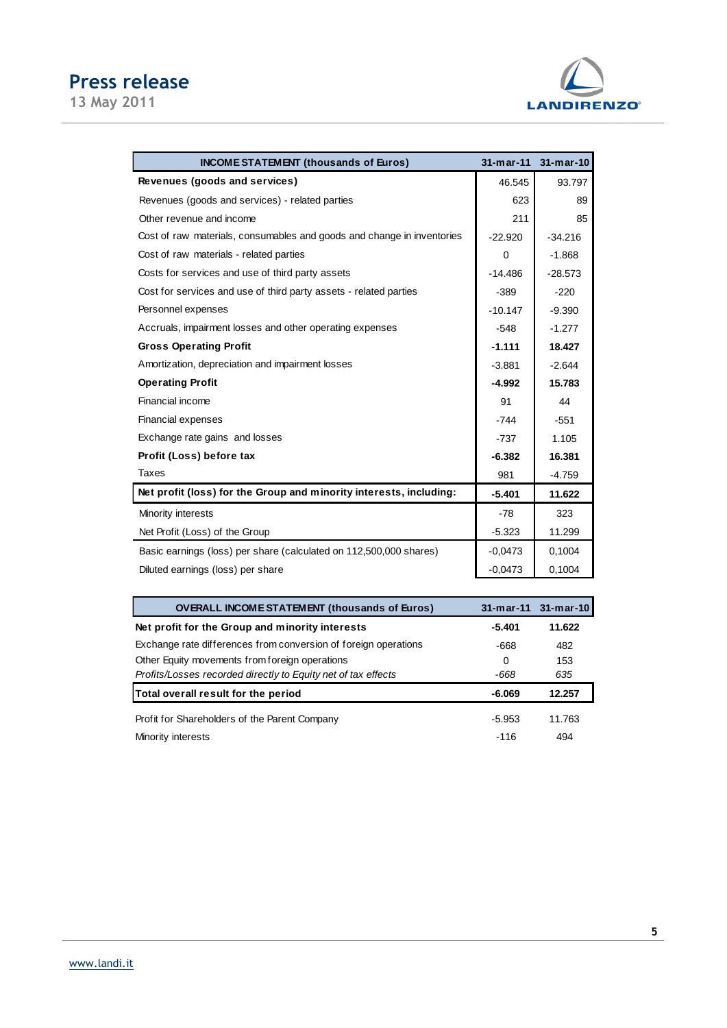| INCOME STATEMENT (thousands of Euros) | 31-mar-11 | 31-mar-10 |
|---|---|---|
| **Revenues (goods and services)** | 46.545 | 93.797 |
| Revenues (goods and services) - related parties | 623 | 89 |
| Other revenue and income | 211 | 85 |
| Cost of raw materials, consumables and goods and change in inventories | -22.920 | -34.216 |
| Cost of raw materials - related parties | 0 | -1.868 |
| Costs for services and use of third party assets | -14.486 | -28.573 |
| Cost for services and use of third party assets - related parties | -389 | -220 |
| Personnel expenses | -10.147 | -9.390 |
| Accruals, impairment losses and other operating expenses | -548 | -1.277 |
| **Gross Operating Profit** | **-1.111** | **18.427** |
| Amortization, depreciation and impairment losses | -3.881 | -2.644 |
| **Operating Profit** | **-4.992** | **15.783** |
| Financial income | 91 | 44 |
| Financial expenses | -744 | -551 |
| Exchange rate gains and losses | -737 | 1.105 |
| **Profit (Loss) before tax** | **-6.382** | **16.381** |
| Taxes | 981 | -4.759 |
| **Net profit (loss) for the Group and minority interests, including:** | **-5.401** | **11.622** |
| Minority interests | -78 | 323 |
| Net Profit (Loss) of the Group | -5.323 | 11.299 |
| Basic earnings (loss) per share (calculated on 112,500,000 shares) | -0,0473 | 0,1004 |
| Diluted earnings (loss) per share | -0,0473 | 0,1004 |

| OVERALL INCOME STATEMENT (thousands of Euros) | 31-mar-11 | 31-mar-10 |
|---|---|---|
| **Net profit for the Group and minority interests** | **-5.401** | **11.622** |
| Exchange rate differences from conversion of foreign operations | -668 | 482 |
| Other Equity movements from foreign operations | 0 | 153 |
| *Profits/Losses recorded directly to Equity net of tax effects* | *-668* | *635* |
| **Total overall result for the period** | **-6.069** | **12.257** |
| Profit for Shareholders of the Parent Company | -5.953 | 11.763 |
| Minority interests | -116 | 494 |